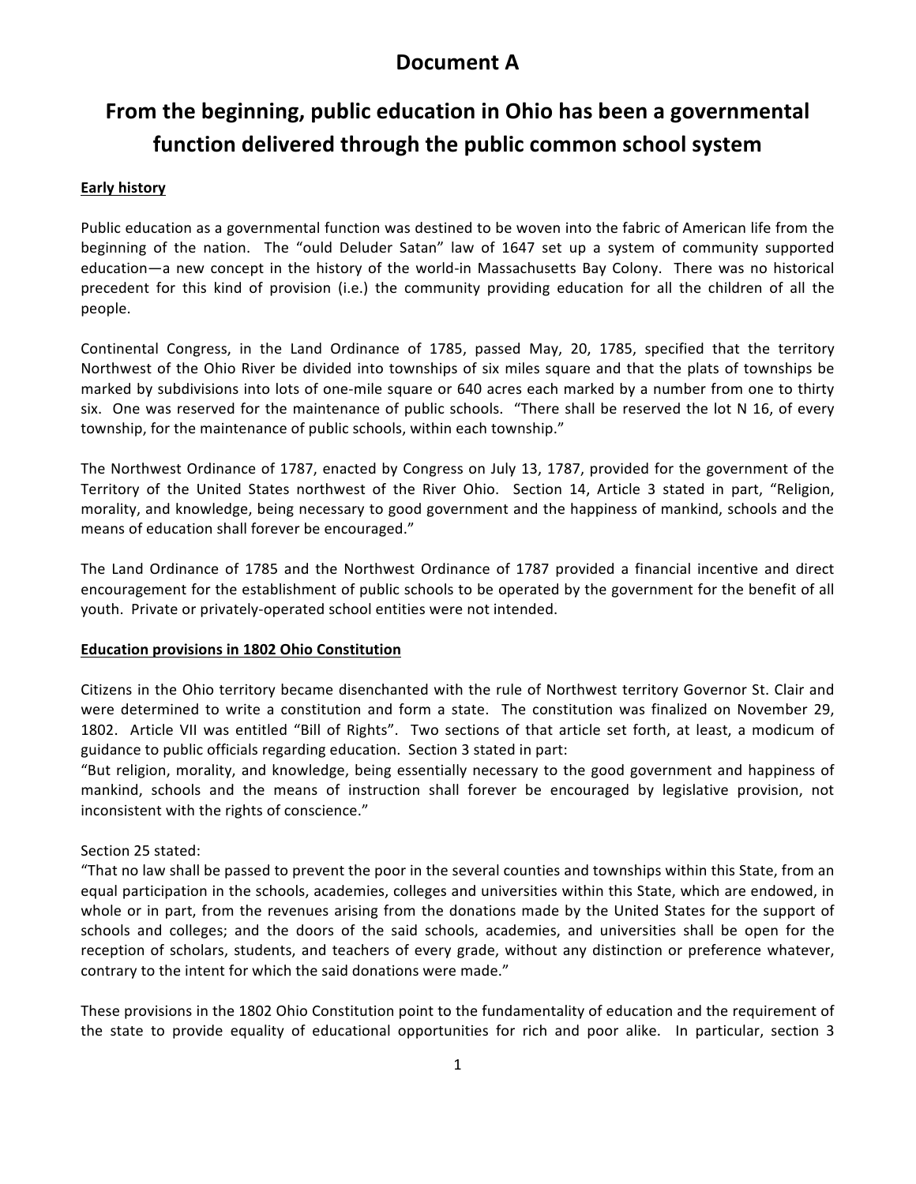# Document A

## From the beginning, public education in Ohio has been a governmental function delivered through the public common school system

**Early history**

Public education as a governmental function was destined to be woven into the fabric of American life from the beginning of the nation. The "ould Deluder Satan" law of 1647 set up a system of community supported education—a new concept in the history of the world-in Massachusetts Bay Colony. There was no historical precedent for this kind of provision (i.e.) the community providing education for all the children of all the people.

Continental Congress, in the Land Ordinance of 1785, passed May, 20, 1785, specified that the territory Northwest of the Ohio River be divided into townships of six miles square and that the plats of townships be marked by subdivisions into lots of one-mile square or 640 acres each marked by a number from one to thirty six. One was reserved for the maintenance of public schools. "There shall be reserved the lot N 16, of every township, for the maintenance of public schools, within each township."

The Northwest Ordinance of 1787, enacted by Congress on July 13, 1787, provided for the government of the Territory of the United States northwest of the River Ohio. Section 14, Article 3 stated in part, "Religion, morality, and knowledge, being necessary to good government and the happiness of mankind, schools and the means of education shall forever be encouraged."

The Land Ordinance of 1785 and the Northwest Ordinance of 1787 provided a financial incentive and direct encouragement for the establishment of public schools to be operated by the government for the benefit of all youth. Private or privately-operated school entities were not intended.

**Education provisions in 1802 Ohio Constitution**

Citizens in the Ohio territory became disenchanted with the rule of Northwest territory Governor St. Clair and were determined to write a constitution and form a state. The constitution was finalized on November 29, 1802. Article VII was entitled "Bill of Rights". Two sections of that article set forth, at least, a modicum of guidance to public officials regarding education. Section 3 stated in part:
"But religion, morality, and knowledge, being essentially necessary to the good government and happiness of mankind, schools and the means of instruction shall forever be encouraged by legislative provision, not inconsistent with the rights of conscience."

Section 25 stated:
"That no law shall be passed to prevent the poor in the several counties and townships within this State, from an equal participation in the schools, academies, colleges and universities within this State, which are endowed, in whole or in part, from the revenues arising from the donations made by the United States for the support of schools and colleges; and the doors of the said schools, academies, and universities shall be open for the reception of scholars, students, and teachers of every grade, without any distinction or preference whatever, contrary to the intent for which the said donations were made."

These provisions in the 1802 Ohio Constitution point to the fundamentality of education and the requirement of the state to provide equality of educational opportunities for rich and poor alike. In particular, section 3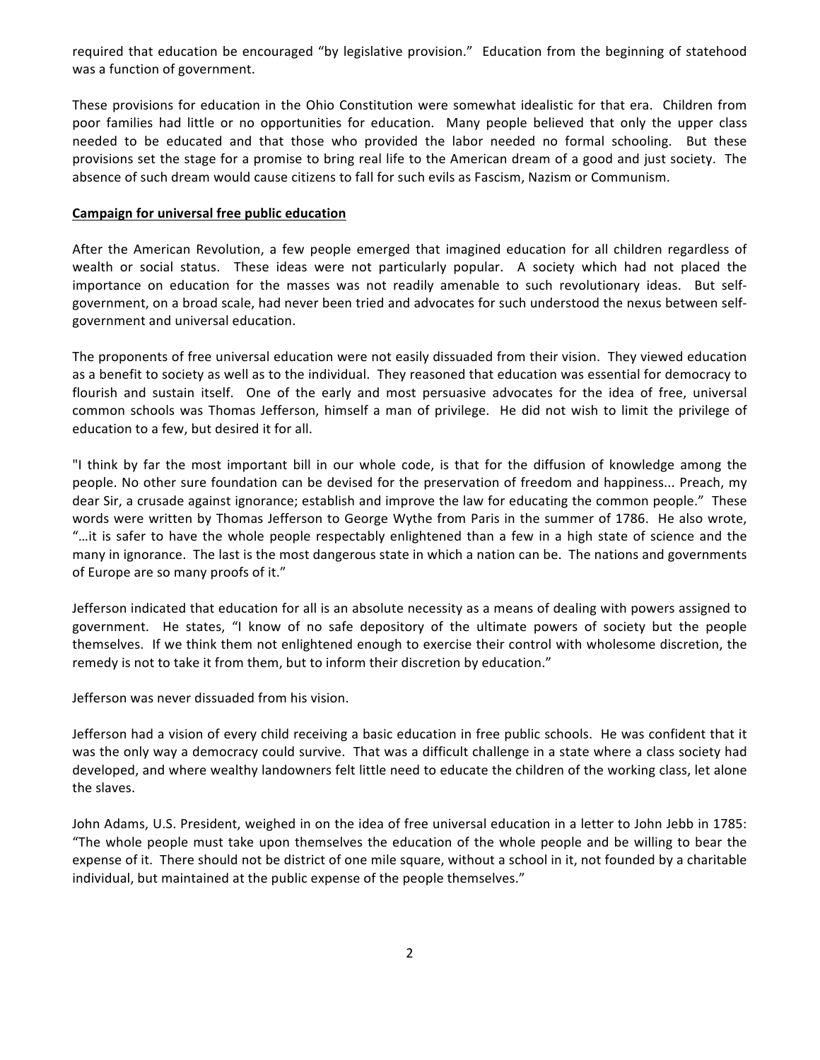required that education be encouraged "by legislative provision." Education from the beginning of statehood was a function of government.

These provisions for education in the Ohio Constitution were somewhat idealistic for that era. Children from poor families had little or no opportunities for education. Many people believed that only the upper class needed to be educated and that those who provided the labor needed no formal schooling. But these provisions set the stage for a promise to bring real life to the American dream of a good and just society. The absence of such dream would cause citizens to fall for such evils as Fascism, Nazism or Communism.

**Campaign for universal free public education**

After the American Revolution, a few people emerged that imagined education for all children regardless of wealth or social status. These ideas were not particularly popular. A society which had not placed the importance on education for the masses was not readily amenable to such revolutionary ideas. But self-government, on a broad scale, had never been tried and advocates for such understood the nexus between self-government and universal education.

The proponents of free universal education were not easily dissuaded from their vision. They viewed education as a benefit to society as well as to the individual. They reasoned that education was essential for democracy to flourish and sustain itself. One of the early and most persuasive advocates for the idea of free, universal common schools was Thomas Jefferson, himself a man of privilege. He did not wish to limit the privilege of education to a few, but desired it for all.

"I think by far the most important bill in our whole code, is that for the diffusion of knowledge among the people. No other sure foundation can be devised for the preservation of freedom and happiness... Preach, my dear Sir, a crusade against ignorance; establish and improve the law for educating the common people." These words were written by Thomas Jefferson to George Wythe from Paris in the summer of 1786. He also wrote, "…it is safer to have the whole people respectably enlightened than a few in a high state of science and the many in ignorance. The last is the most dangerous state in which a nation can be. The nations and governments of Europe are so many proofs of it."

Jefferson indicated that education for all is an absolute necessity as a means of dealing with powers assigned to government. He states, "I know of no safe depository of the ultimate powers of society but the people themselves. If we think them not enlightened enough to exercise their control with wholesome discretion, the remedy is not to take it from them, but to inform their discretion by education."

Jefferson was never dissuaded from his vision.

Jefferson had a vision of every child receiving a basic education in free public schools. He was confident that it was the only way a democracy could survive. That was a difficult challenge in a state where a class society had developed, and where wealthy landowners felt little need to educate the children of the working class, let alone the slaves.

John Adams, U.S. President, weighed in on the idea of free universal education in a letter to John Jebb in 1785: "The whole people must take upon themselves the education of the whole people and be willing to bear the expense of it. There should not be district of one mile square, without a school in it, not founded by a charitable individual, but maintained at the public expense of the people themselves."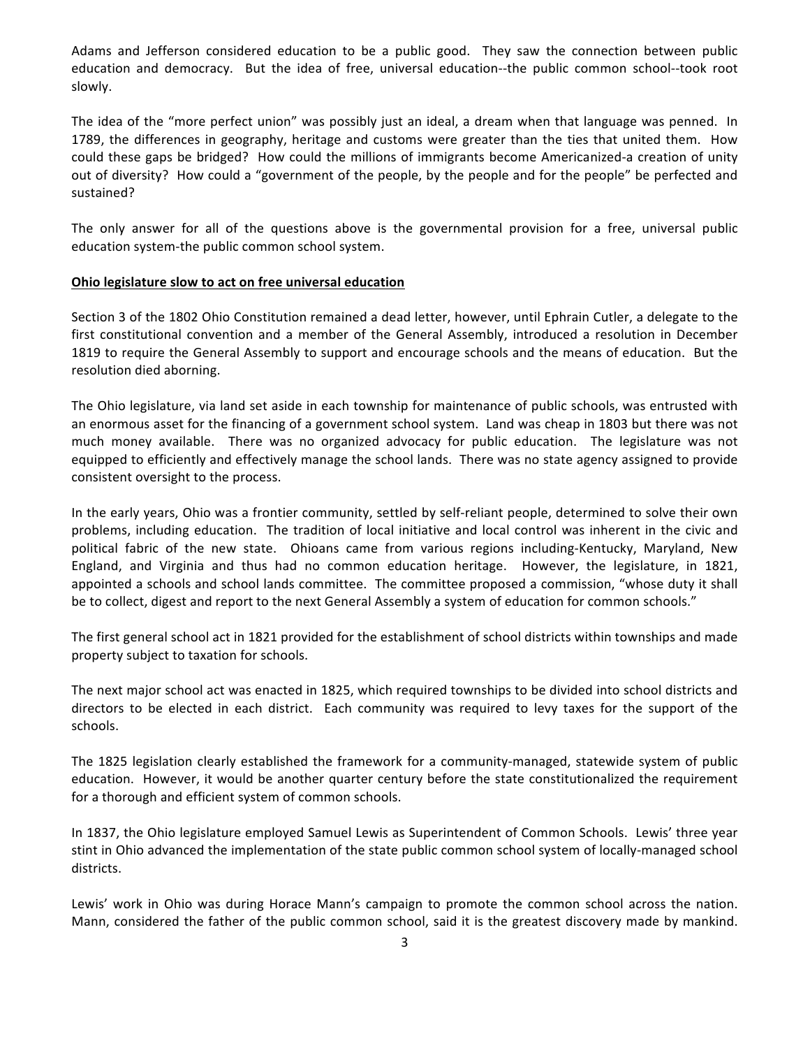Adams and Jefferson considered education to be a public good. They saw the connection between public education and democracy. But the idea of free, universal education--the public common school--took root slowly.

The idea of the "more perfect union" was possibly just an ideal, a dream when that language was penned. In 1789, the differences in geography, heritage and customs were greater than the ties that united them. How could these gaps be bridged? How could the millions of immigrants become Americanized-a creation of unity out of diversity? How could a "government of the people, by the people and for the people" be perfected and sustained?

The only answer for all of the questions above is the governmental provision for a free, universal public education system-the public common school system.

**Ohio legislature slow to act on free universal education**

Section 3 of the 1802 Ohio Constitution remained a dead letter, however, until Ephrain Cutler, a delegate to the first constitutional convention and a member of the General Assembly, introduced a resolution in December 1819 to require the General Assembly to support and encourage schools and the means of education. But the resolution died aborning.

The Ohio legislature, via land set aside in each township for maintenance of public schools, was entrusted with an enormous asset for the financing of a government school system. Land was cheap in 1803 but there was not much money available. There was no organized advocacy for public education. The legislature was not equipped to efficiently and effectively manage the school lands. There was no state agency assigned to provide consistent oversight to the process.

In the early years, Ohio was a frontier community, settled by self-reliant people, determined to solve their own problems, including education. The tradition of local initiative and local control was inherent in the civic and political fabric of the new state. Ohioans came from various regions including-Kentucky, Maryland, New England, and Virginia and thus had no common education heritage. However, the legislature, in 1821, appointed a schools and school lands committee. The committee proposed a commission, "whose duty it shall be to collect, digest and report to the next General Assembly a system of education for common schools."

The first general school act in 1821 provided for the establishment of school districts within townships and made property subject to taxation for schools.

The next major school act was enacted in 1825, which required townships to be divided into school districts and directors to be elected in each district. Each community was required to levy taxes for the support of the schools.

The 1825 legislation clearly established the framework for a community-managed, statewide system of public education. However, it would be another quarter century before the state constitutionalized the requirement for a thorough and efficient system of common schools.

In 1837, the Ohio legislature employed Samuel Lewis as Superintendent of Common Schools. Lewis' three year stint in Ohio advanced the implementation of the state public common school system of locally-managed school districts.

Lewis' work in Ohio was during Horace Mann's campaign to promote the common school across the nation. Mann, considered the father of the public common school, said it is the greatest discovery made by mankind.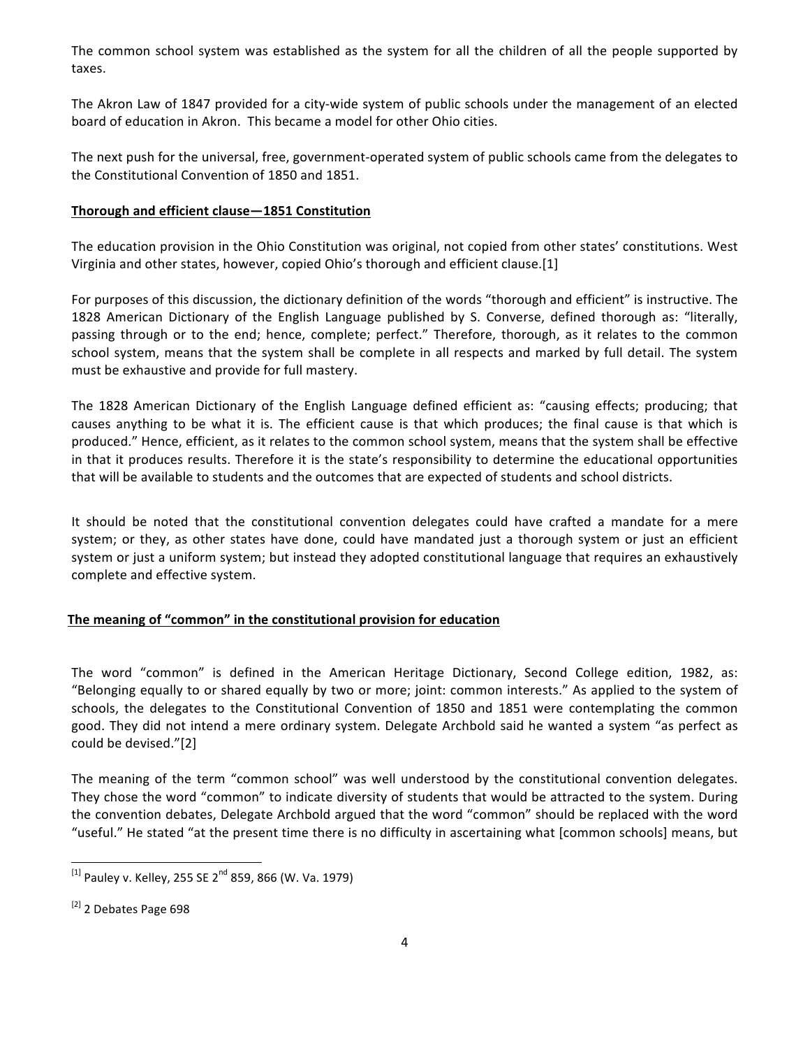The common school system was established as the system for all the children of all the people supported by taxes.

The Akron Law of 1847 provided for a city-wide system of public schools under the management of an elected board of education in Akron. This became a model for other Ohio cities.

The next push for the universal, free, government-operated system of public schools came from the delegates to the Constitutional Convention of 1850 and 1851.

**Thorough and efficient clause—1851 Constitution**

The education provision in the Ohio Constitution was original, not copied from other states' constitutions. West Virginia and other states, however, copied Ohio's thorough and efficient clause.[1]

For purposes of this discussion, the dictionary definition of the words "thorough and efficient" is instructive. The 1828 American Dictionary of the English Language published by S. Converse, defined thorough as: "literally, passing through or to the end; hence, complete; perfect." Therefore, thorough, as it relates to the common school system, means that the system shall be complete in all respects and marked by full detail. The system must be exhaustive and provide for full mastery.

The 1828 American Dictionary of the English Language defined efficient as: "causing effects; producing; that causes anything to be what it is. The efficient cause is that which produces; the final cause is that which is produced." Hence, efficient, as it relates to the common school system, means that the system shall be effective in that it produces results. Therefore it is the state's responsibility to determine the educational opportunities that will be available to students and the outcomes that are expected of students and school districts.

It should be noted that the constitutional convention delegates could have crafted a mandate for a mere system; or they, as other states have done, could have mandated just a thorough system or just an efficient system or just a uniform system; but instead they adopted constitutional language that requires an exhaustively complete and effective system.

**The meaning of "common" in the constitutional provision for education**

The word "common" is defined in the American Heritage Dictionary, Second College edition, 1982, as: "Belonging equally to or shared equally by two or more; joint: common interests." As applied to the system of schools, the delegates to the Constitutional Convention of 1850 and 1851 were contemplating the common good. They did not intend a mere ordinary system. Delegate Archbold said he wanted a system "as perfect as could be devised."[2]

The meaning of the term "common school" was well understood by the constitutional convention delegates. They chose the word "common" to indicate diversity of students that would be attracted to the system. During the convention debates, Delegate Archbold argued that the word "common" should be replaced with the word "useful." He stated "at the present time there is no difficulty in ascertaining what [common schools] means, but

---

[1] Pauley v. Kelley, 255 SE 2nd 859, 866 (W. Va. 1979)

[2] 2 Debates Page 698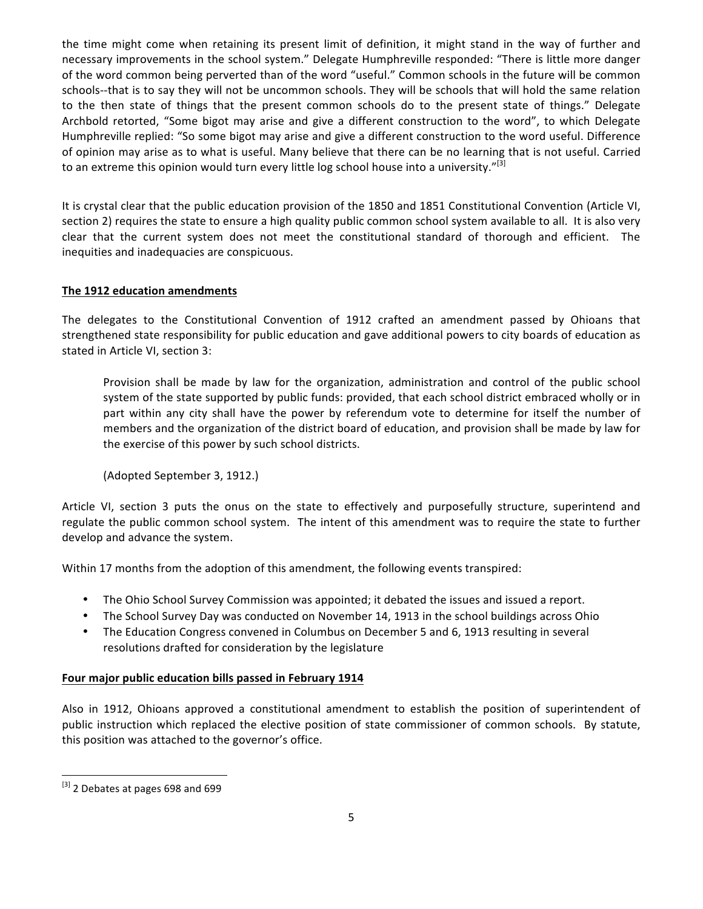the time might come when retaining its present limit of definition, it might stand in the way of further and necessary improvements in the school system." Delegate Humphreville responded: "There is little more danger of the word common being perverted than of the word "useful." Common schools in the future will be common schools--that is to say they will not be uncommon schools. They will be schools that will hold the same relation to the then state of things that the present common schools do to the present state of things." Delegate Archbold retorted, "Some bigot may arise and give a different construction to the word", to which Delegate Humphreville replied: "So some bigot may arise and give a different construction to the word useful. Difference of opinion may arise as to what is useful. Many believe that there can be no learning that is not useful. Carried to an extreme this opinion would turn every little log school house into a university."[3]

It is crystal clear that the public education provision of the 1850 and 1851 Constitutional Convention (Article VI, section 2) requires the state to ensure a high quality public common school system available to all. It is also very clear that the current system does not meet the constitutional standard of thorough and efficient. The inequities and inadequacies are conspicuous.

**The 1912 education amendments**

The delegates to the Constitutional Convention of 1912 crafted an amendment passed by Ohioans that strengthened state responsibility for public education and gave additional powers to city boards of education as stated in Article VI, section 3:

> Provision shall be made by law for the organization, administration and control of the public school system of the state supported by public funds: provided, that each school district embraced wholly or in part within any city shall have the power by referendum vote to determine for itself the number of members and the organization of the district board of education, and provision shall be made by law for the exercise of this power by such school districts.
>
> (Adopted September 3, 1912.)

Article VI, section 3 puts the onus on the state to effectively and purposefully structure, superintend and regulate the public common school system. The intent of this amendment was to require the state to further develop and advance the system.

Within 17 months from the adoption of this amendment, the following events transpired:

- The Ohio School Survey Commission was appointed; it debated the issues and issued a report.
- The School Survey Day was conducted on November 14, 1913 in the school buildings across Ohio
- The Education Congress convened in Columbus on December 5 and 6, 1913 resulting in several resolutions drafted for consideration by the legislature

**Four major public education bills passed in February 1914**

Also in 1912, Ohioans approved a constitutional amendment to establish the position of superintendent of public instruction which replaced the elective position of state commissioner of common schools. By statute, this position was attached to the governor's office.

---

[3] 2 Debates at pages 698 and 699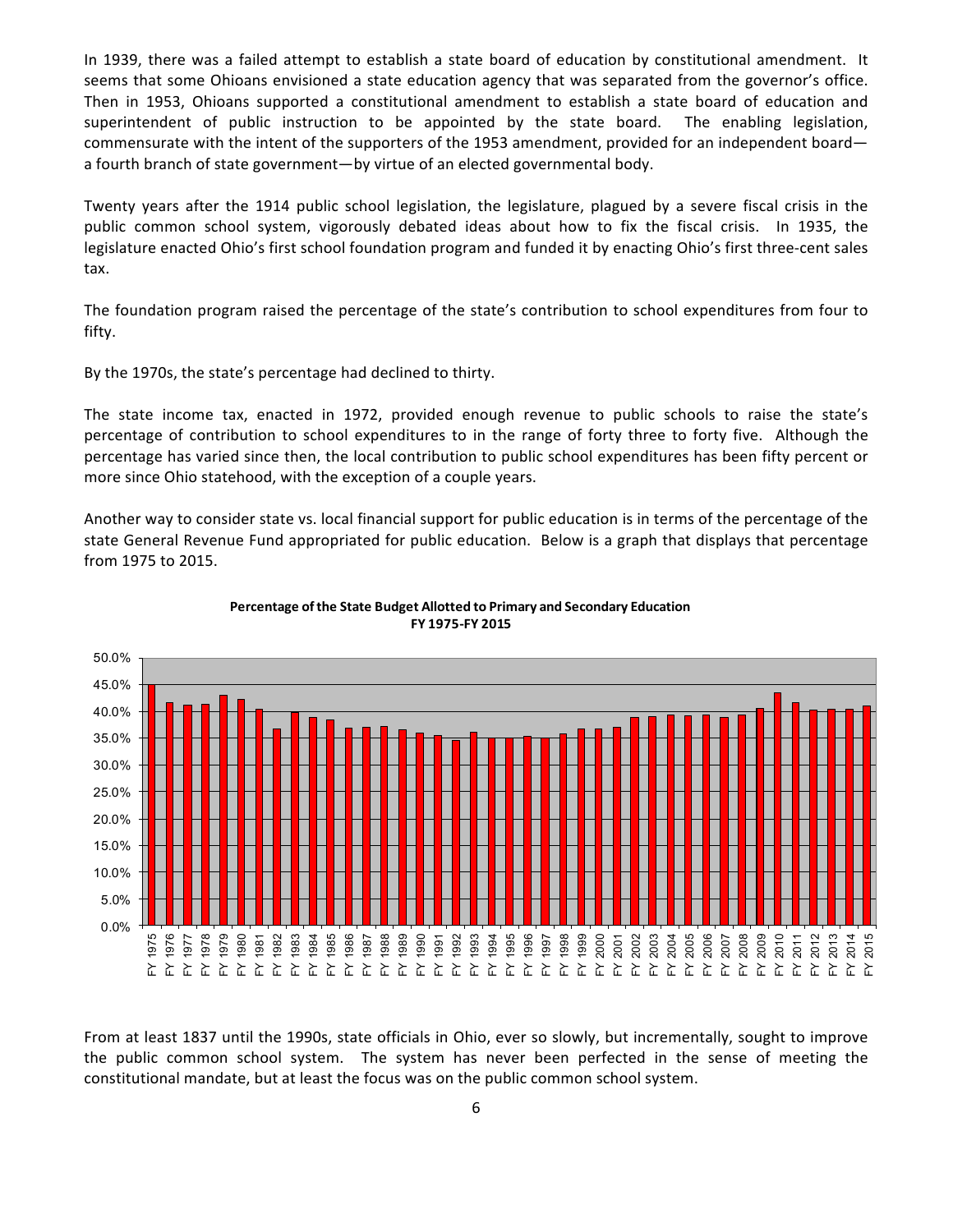In 1939, there was a failed attempt to establish a state board of education by constitutional amendment. It seems that some Ohioans envisioned a state education agency that was separated from the governor's office. Then in 1953, Ohioans supported a constitutional amendment to establish a state board of education and superintendent of public instruction to be appointed by the state board. The enabling legislation, commensurate with the intent of the supporters of the 1953 amendment, provided for an independent board—a fourth branch of state government—by virtue of an elected governmental body.

Twenty years after the 1914 public school legislation, the legislature, plagued by a severe fiscal crisis in the public common school system, vigorously debated ideas about how to fix the fiscal crisis. In 1935, the legislature enacted Ohio's first school foundation program and funded it by enacting Ohio's first three-cent sales tax.

The foundation program raised the percentage of the state's contribution to school expenditures from four to fifty.

By the 1970s, the state's percentage had declined to thirty.

The state income tax, enacted in 1972, provided enough revenue to public schools to raise the state's percentage of contribution to school expenditures to in the range of forty three to forty five. Although the percentage has varied since then, the local contribution to public school expenditures has been fifty percent or more since Ohio statehood, with the exception of a couple years.

Another way to consider state vs. local financial support for public education is in terms of the percentage of the state General Revenue Fund appropriated for public education. Below is a graph that displays that percentage from 1975 to 2015.

**Percentage of the State Budget Allotted to Primary and Secondary Education FY 1975-FY 2015**

From at least 1837 until the 1990s, state officials in Ohio, ever so slowly, but incrementally, sought to improve the public common school system. The system has never been perfected in the sense of meeting the constitutional mandate, but at least the focus was on the public common school system.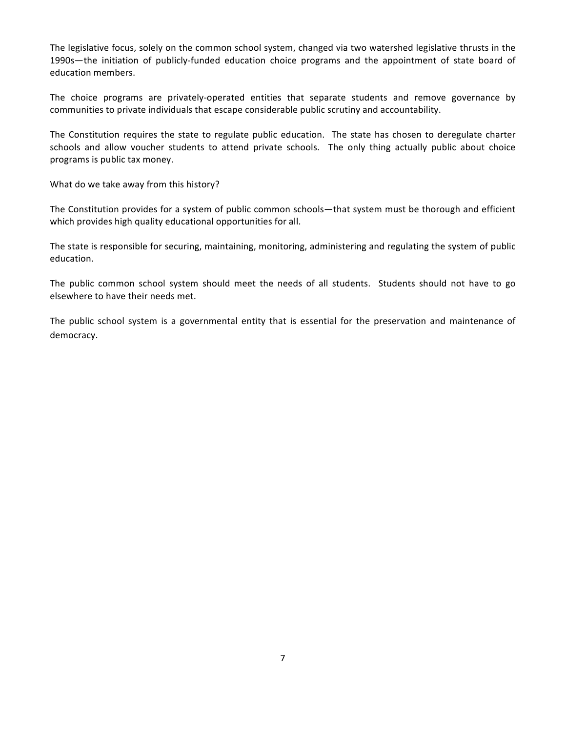The legislative focus, solely on the common school system, changed via two watershed legislative thrusts in the 1990s—the initiation of publicly-funded education choice programs and the appointment of state board of education members.

The choice programs are privately-operated entities that separate students and remove governance by communities to private individuals that escape considerable public scrutiny and accountability.

The Constitution requires the state to regulate public education. The state has chosen to deregulate charter schools and allow voucher students to attend private schools. The only thing actually public about choice programs is public tax money.

What do we take away from this history?

The Constitution provides for a system of public common schools—that system must be thorough and efficient which provides high quality educational opportunities for all.

The state is responsible for securing, maintaining, monitoring, administering and regulating the system of public education.

The public common school system should meet the needs of all students. Students should not have to go elsewhere to have their needs met.

The public school system is a governmental entity that is essential for the preservation and maintenance of democracy.